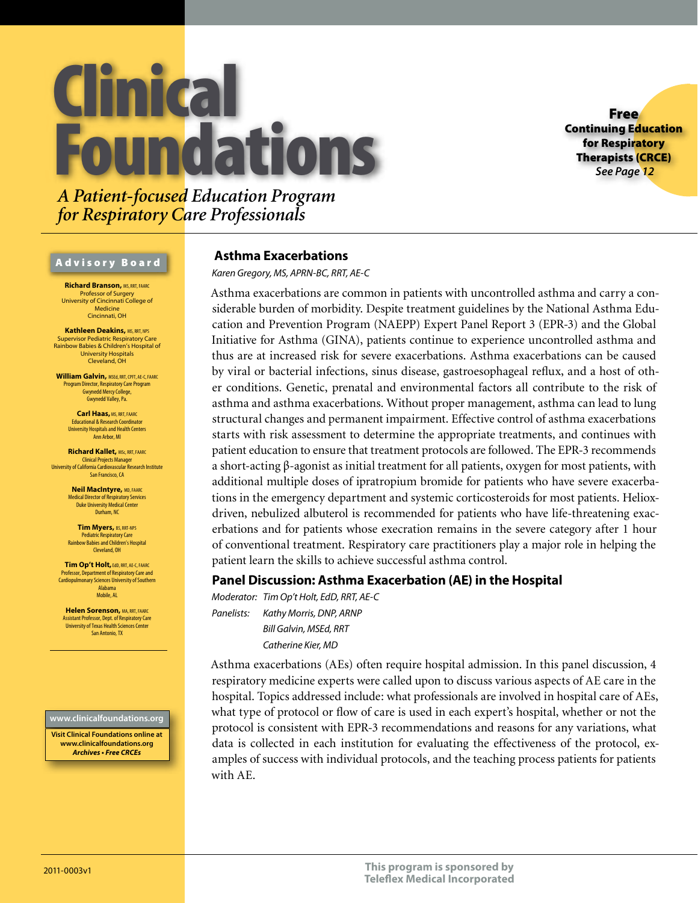# Clinical Foundations

*A Patient-focused Education Program for Respiratory Care Professionals*

**Free Continuing Education for Respiratory Therapists (CRCE)**
*See Page 12*

**Advisory Board**

**Richard Branson,** MS, RRT, FAARC
Professor of Surgery
University of Cincinnati College of Medicine
Cincinnati, OH

**Kathleen Deakins,** MS, RRT, NPS
Supervisor Pediatric Respiratory Care
Rainbow Babies & Children's Hospital of University Hospitals
Cleveland, OH

**William Galvin,** MSEd, RRT, CPFT, AE-C, FAARC
Program Director, Respiratory Care Program
Gwynedd Mercy College,
Gwynedd Valley, Pa.

**Carl Haas,** MS, RRT, FAARC
Educational & Research Coordinator
University Hospitals and Health Centers
Ann Arbor, MI

**Richard Kallet,** MSc, RRT, FAARC
Clinical Projects Manager
University of California Cardiovascular Research Institute
San Francisco, CA

**Neil MacIntyre,** MD, FAARC
Medical Director of Respiratory Services
Duke University Medical Center
Durham, NC

**Tim Myers,** BS, RRT-NPS
Pediatric Respiratory Care
Rainbow Babies and Children's Hospital
Cleveland, OH

**Tim Op't Holt,** EdD, RRT, AE-C, FAARC
Professor, Department of Respiratory Care and Cardiopulmonary Sciences University of Southern Alabama
Mobile, AL

**Helen Sorenson,** MA, RRT, FAARC
Assistant Professor, Dept. of Respiratory Care
University of Texas Health Sciences Center
San Antonio, TX

**www.clinicalfoundations.org**

**Visit Clinical Foundations online at www.clinicalfoundations.org**
***Archives • Free CRCEs***

## Asthma Exacerbations

*Karen Gregory, MS, APRN-BC, RRT, AE-C*

Asthma exacerbations are common in patients with uncontrolled asthma and carry a considerable burden of morbidity. Despite treatment guidelines by the National Asthma Education and Prevention Program (NAEPP) Expert Panel Report 3 (EPR-3) and the Global Initiative for Asthma (GINA), patients continue to experience uncontrolled asthma and thus are at increased risk for severe exacerbations. Asthma exacerbations can be caused by viral or bacterial infections, sinus disease, gastroesophageal reflux, and a host of other conditions. Genetic, prenatal and environmental factors all contribute to the risk of asthma and asthma exacerbations. Without proper management, asthma can lead to lung structural changes and permanent impairment. Effective control of asthma exacerbations starts with risk assessment to determine the appropriate treatments, and continues with patient education to ensure that treatment protocols are followed. The EPR-3 recommends a short-acting β-agonist as initial treatment for all patients, oxygen for most patients, with additional multiple doses of ipratropium bromide for patients who have severe exacerbations in the emergency department and systemic corticosteroids for most patients. Heliox-driven, nebulized albuterol is recommended for patients who have life-threatening exacerbations and for patients whose execration remains in the severe category after 1 hour of conventional treatment. Respiratory care practitioners play a major role in helping the patient learn the skills to achieve successful asthma control.

## Panel Discussion: Asthma Exacerbation (AE) in the Hospital

*Moderator:* *Tim Op't Holt, EdD, RRT, AE-C*
*Panelists:* *Kathy Morris, DNP, ARNP*
*Bill Galvin, MSEd, RRT*
*Catherine Kier, MD*

Asthma exacerbations (AEs) often require hospital admission. In this panel discussion, 4 respiratory medicine experts were called upon to discuss various aspects of AE care in the hospital. Topics addressed include: what professionals are involved in hospital care of AEs, what type of protocol or flow of care is used in each expert's hospital, whether or not the protocol is consistent with EPR-3 recommendations and reasons for any variations, what data is collected in each institution for evaluating the effectiveness of the protocol, examples of success with individual protocols, and the teaching process patients for patients with AE.

2011-0003v1

**This program is sponsored by Teleflex Medical Incorporated**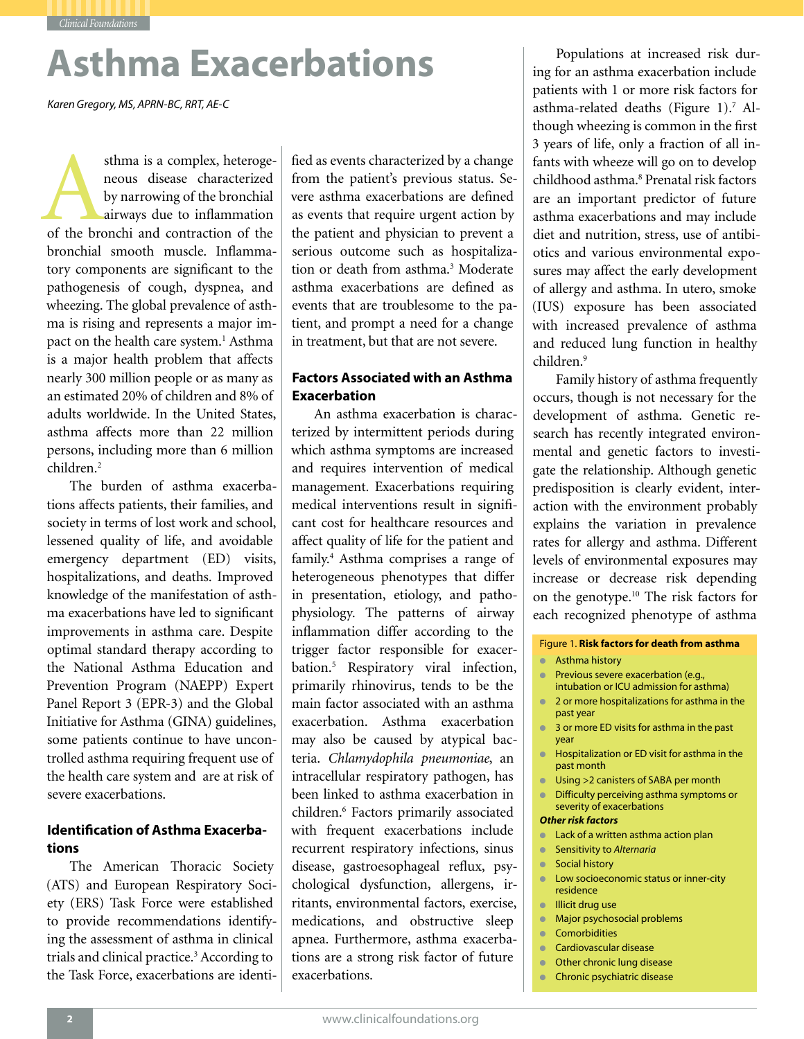# Asthma Exacerbations

*Karen Gregory, MS, APRN-BC, RRT, AE-C*

Asthma is a complex, heterogeneous disease characterized by narrowing of the bronchial airways due to inflammation of the bronchi and contraction of the bronchial smooth muscle. Inflammatory components are significant to the pathogenesis of cough, dyspnea, and wheezing. The global prevalence of asthma is rising and represents a major impact on the health care system.[1] Asthma is a major health problem that affects nearly 300 million people or as many as an estimated 20% of children and 8% of adults worldwide. In the United States, asthma affects more than 22 million persons, including more than 6 million children.[2]

The burden of asthma exacerbations affects patients, their families, and society in terms of lost work and school, lessened quality of life, and avoidable emergency department (ED) visits, hospitalizations, and deaths. Improved knowledge of the manifestation of asthma exacerbations have led to significant improvements in asthma care. Despite optimal standard therapy according to the National Asthma Education and Prevention Program (NAEPP) Expert Panel Report 3 (EPR-3) and the Global Initiative for Asthma (GINA) guidelines, some patients continue to have uncontrolled asthma requiring frequent use of the health care system and are at risk of severe exacerbations.

## Identification of Asthma Exacerbations

The American Thoracic Society (ATS) and European Respiratory Society (ERS) Task Force were established to provide recommendations identifying the assessment of asthma in clinical trials and clinical practice.[3] According to the Task Force, exacerbations are identified as events characterized by a change from the patient's previous status. Severe asthma exacerbations are defined as events that require urgent action by the patient and physician to prevent a serious outcome such as hospitalization or death from asthma.[3] Moderate asthma exacerbations are defined as events that are troublesome to the patient, and prompt a need for a change in treatment, but that are not severe.

## Factors Associated with an Asthma Exacerbation

An asthma exacerbation is characterized by intermittent periods during which asthma symptoms are increased and requires intervention of medical management. Exacerbations requiring medical interventions result in significant cost for healthcare resources and affect quality of life for the patient and family.[4] Asthma comprises a range of heterogeneous phenotypes that differ in presentation, etiology, and pathophysiology. The patterns of airway inflammation differ according to the trigger factor responsible for exacerbation.[5] Respiratory viral infection, primarily rhinovirus, tends to be the main factor associated with an asthma exacerbation. Asthma exacerbation may also be caused by atypical bacteria. *Chlamydophila pneumoniae*, an intracellular respiratory pathogen, has been linked to asthma exacerbation in children.[6] Factors primarily associated with frequent exacerbations include recurrent respiratory infections, sinus disease, gastroesophageal reflux, psychological dysfunction, allergens, irritants, environmental factors, exercise, medications, and obstructive sleep apnea. Furthermore, asthma exacerbations are a strong risk factor of future exacerbations.

Populations at increased risk during for an asthma exacerbation include patients with 1 or more risk factors for asthma-related deaths (Figure 1).[7] Although wheezing is common in the first 3 years of life, only a fraction of all infants with wheeze will go on to develop childhood asthma.[8] Prenatal risk factors are an important predictor of future asthma exacerbations and may include diet and nutrition, stress, use of antibiotics and various environmental exposures may affect the early development of allergy and asthma. In utero, smoke (IUS) exposure has been associated with increased prevalence of asthma and reduced lung function in healthy children.[9]

Family history of asthma frequently occurs, though is not necessary for the development of asthma. Genetic research has recently integrated environmental and genetic factors to investigate the relationship. Although genetic predisposition is clearly evident, interaction with the environment probably explains the variation in prevalence rates for allergy and asthma. Different levels of environmental exposures may increase or decrease risk depending on the genotype.[10] The risk factors for each recognized phenotype of asthma

Figure 1. **Risk factors for death from asthma**

- Asthma history
- Previous severe exacerbation (e.g., intubation or ICU admission for asthma)
- 2 or more hospitalizations for asthma in the past year
- 3 or more ED visits for asthma in the past year
- Hospitalization or ED visit for asthma in the past month
- Using >2 canisters of SABA per month
- Difficulty perceiving asthma symptoms or severity of exacerbations

***Other risk factors***

- Lack of a written asthma action plan
- Sensitivity to *Alternaria*
- Social history
- Low socioeconomic status or inner-city residence
- Illicit drug use
- Major psychosocial problems
- Comorbidities
- Cardiovascular disease
- Other chronic lung disease
- Chronic psychiatric disease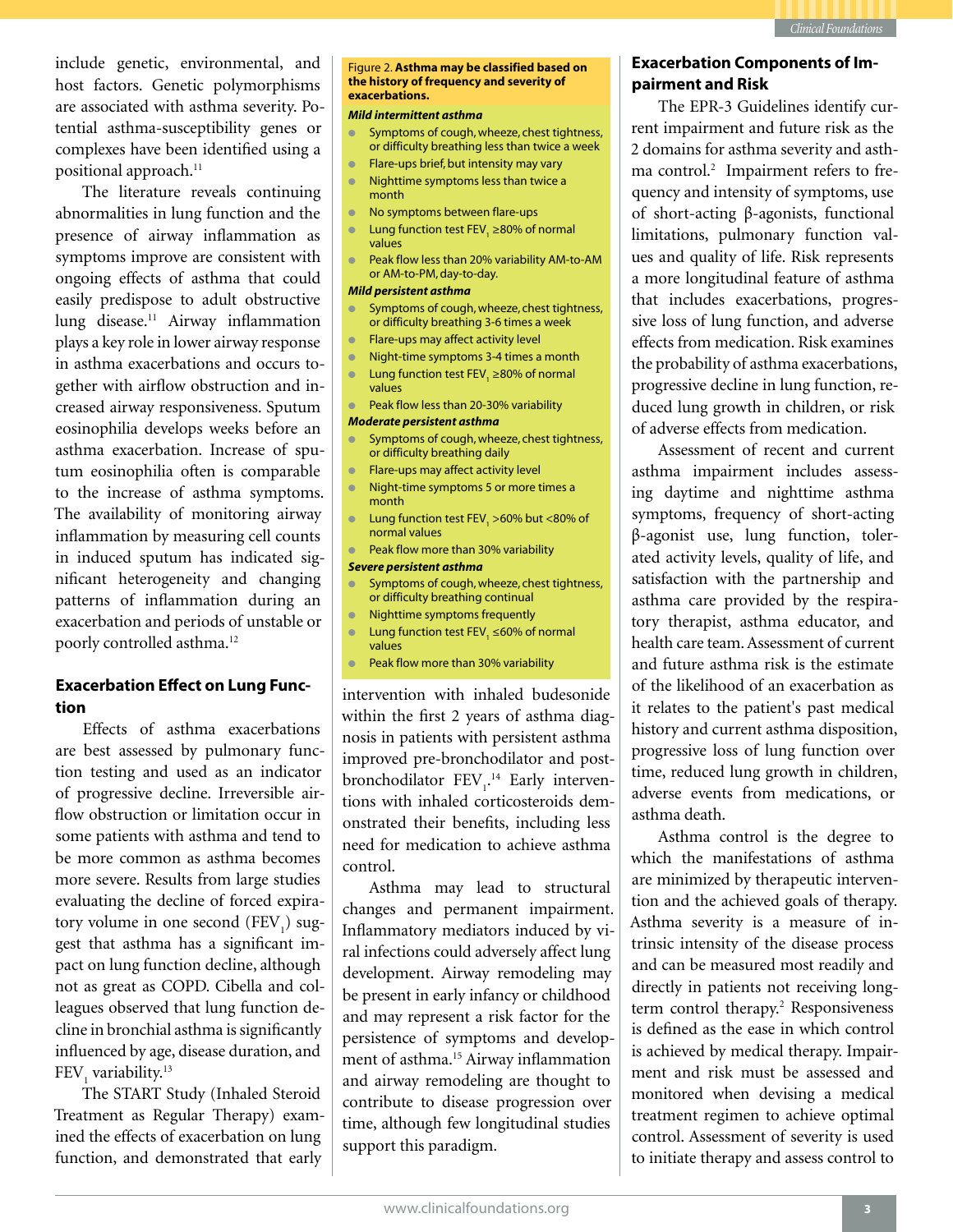include genetic, environmental, and host factors. Genetic polymorphisms are associated with asthma severity. Potential asthma-susceptibility genes or complexes have been identified using a positional approach.[11]

The literature reveals continuing abnormalities in lung function and the presence of airway inflammation as symptoms improve are consistent with ongoing effects of asthma that could easily predispose to adult obstructive lung disease.[11] Airway inflammation plays a key role in lower airway response in asthma exacerbations and occurs together with airflow obstruction and increased airway responsiveness. Sputum eosinophilia develops weeks before an asthma exacerbation. Increase of sputum eosinophilia often is comparable to the increase of asthma symptoms. The availability of monitoring airway inflammation by measuring cell counts in induced sputum has indicated significant heterogeneity and changing patterns of inflammation during an exacerbation and periods of unstable or poorly controlled asthma.[12]

Figure 2. **Asthma may be classified based on the history of frequency and severity of exacerbations.**

***Mild intermittent asthma***

- Symptoms of cough, wheeze, chest tightness, or difficulty breathing less than twice a week
- Flare-ups brief, but intensity may vary
- Nighttime symptoms less than twice a month
- No symptoms between flare-ups
- Lung function test $FEV_1$ ≥80% of normal values
- Peak flow less than 20% variability AM-to-AM or AM-to-PM, day-to-day.

***Mild persistent asthma***

- Symptoms of cough, wheeze, chest tightness, or difficulty breathing 3-6 times a week
- Flare-ups may affect activity level
- Night-time symptoms 3-4 times a month
- Lung function test $FEV_1$ ≥80% of normal values
- Peak flow less than 20-30% variability

***Moderate persistent asthma***

- Symptoms of cough, wheeze, chest tightness, or difficulty breathing daily
- Flare-ups may affect activity level
- Night-time symptoms 5 or more times a month
- Lung function test $FEV_1$ >60% but <80% of normal values
- Peak flow more than 30% variability

***Severe persistent asthma***

- Symptoms of cough, wheeze, chest tightness, or difficulty breathing continual
- Nighttime symptoms frequently
- Lung function test $FEV_1$ ≤60% of normal values
- Peak flow more than 30% variability

## Exacerbation Effect on Lung Function

Effects of asthma exacerbations are best assessed by pulmonary function testing and used as an indicator of progressive decline. Irreversible airflow obstruction or limitation occur in some patients with asthma and tend to be more common as asthma becomes more severe. Results from large studies evaluating the decline of forced expiratory volume in one second ($FEV_1$) suggest that asthma has a significant impact on lung function decline, although not as great as COPD. Cibella and colleagues observed that lung function decline in bronchial asthma is significantly influenced by age, disease duration, and $FEV_1$ variability.[13]

The START Study (Inhaled Steroid Treatment as Regular Therapy) examined the effects of exacerbation on lung function, and demonstrated that early intervention with inhaled budesonide within the first 2 years of asthma diagnosis in patients with persistent asthma improved pre-bronchodilator and post-bronchodilator $FEV_1$.[14] Early interventions with inhaled corticosteroids demonstrated their benefits, including less need for medication to achieve asthma control.

Asthma may lead to structural changes and permanent impairment. Inflammatory mediators induced by viral infections could adversely affect lung development. Airway remodeling may be present in early infancy or childhood and may represent a risk factor for the persistence of symptoms and development of asthma.[15] Airway inflammation and airway remodeling are thought to contribute to disease progression over time, although few longitudinal studies support this paradigm.

## Exacerbation Components of Impairment and Risk

The EPR-3 Guidelines identify current impairment and future risk as the 2 domains for asthma severity and asthma control.[2] Impairment refers to frequency and intensity of symptoms, use of short-acting β-agonists, functional limitations, pulmonary function values and quality of life. Risk represents a more longitudinal feature of asthma that includes exacerbations, progressive loss of lung function, and adverse effects from medication. Risk examines the probability of asthma exacerbations, progressive decline in lung function, reduced lung growth in children, or risk of adverse effects from medication.

Assessment of recent and current asthma impairment includes assessing daytime and nighttime asthma symptoms, frequency of short-acting β-agonist use, lung function, tolerated activity levels, quality of life, and satisfaction with the partnership and asthma care provided by the respiratory therapist, asthma educator, and health care team. Assessment of current and future asthma risk is the estimate of the likelihood of an exacerbation as it relates to the patient's past medical history and current asthma disposition, progressive loss of lung function over time, reduced lung growth in children, adverse events from medications, or asthma death.

Asthma control is the degree to which the manifestations of asthma are minimized by therapeutic intervention and the achieved goals of therapy. Asthma severity is a measure of intrinsic intensity of the disease process and can be measured most readily and directly in patients not receiving long-term control therapy.[2] Responsiveness is defined as the ease in which control is achieved by medical therapy. Impairment and risk must be assessed and monitored when devising a medical treatment regimen to achieve optimal control. Assessment of severity is used to initiate therapy and assess control to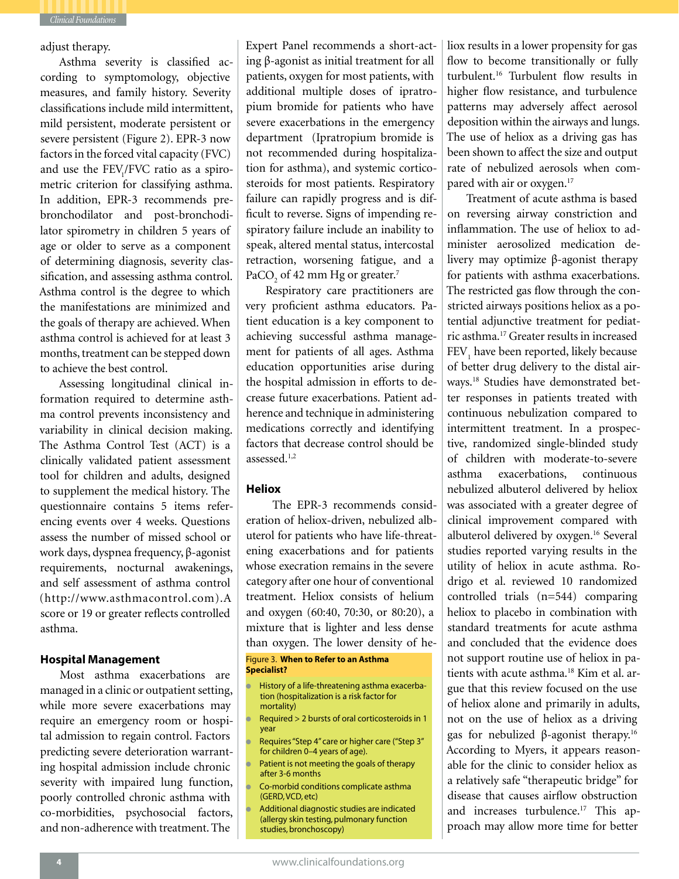adjust therapy.

Asthma severity is classified according to symptomology, objective measures, and family history. Severity classifications include mild intermittent, mild persistent, moderate persistent or severe persistent (Figure 2). EPR-3 now factors in the forced vital capacity (FVC) and use the $FEV_1$/FVC ratio as a spirometric criterion for classifying asthma. In addition, EPR-3 recommends pre-bronchodilator and post-bronchodilator spirometry in children 5 years of age or older to serve as a component of determining diagnosis, severity classification, and assessing asthma control. Asthma control is the degree to which the manifestations are minimized and the goals of therapy are achieved. When asthma control is achieved for at least 3 months, treatment can be stepped down to achieve the best control.

Assessing longitudinal clinical information required to determine asthma control prevents inconsistency and variability in clinical decision making. The Asthma Control Test (ACT) is a clinically validated patient assessment tool for children and adults, designed to supplement the medical history. The questionnaire contains 5 items referencing events over 4 weeks. Questions assess the number of missed school or work days, dyspnea frequency, β-agonist requirements, nocturnal awakenings, and self assessment of asthma control (http://www.asthmacontrol.com). A score or 19 or greater reflects controlled asthma.

## Hospital Management

Most asthma exacerbations are managed in a clinic or outpatient setting, while more severe exacerbations may require an emergency room or hospital admission to regain control. Factors predicting severe deterioration warranting hospital admission include chronic severity with impaired lung function, poorly controlled chronic asthma with co-morbidities, psychosocial factors, and non-adherence with treatment. The Expert Panel recommends a short-acting β-agonist as initial treatment for all patients, oxygen for most patients, with additional multiple doses of ipratropium bromide for patients who have severe exacerbations in the emergency department (Ipratropium bromide is not recommended during hospitalization for asthma), and systemic corticosteroids for most patients. Respiratory failure can rapidly progress and is difficult to reverse. Signs of impending respiratory failure include an inability to speak, altered mental status, intercostal retraction, worsening fatigue, and a $PaCO_2$ of 42 mm Hg or greater.[7]

Respiratory care practitioners are very proficient asthma educators. Patient education is a key component to achieving successful asthma management for patients of all ages. Asthma education opportunities arise during the hospital admission in efforts to decrease future exacerbations. Patient adherence and technique in administering medications correctly and identifying factors that decrease control should be assessed.[1,2]

**Figure 3. When to Refer to an Asthma Specialist?**

- History of a life-threatening asthma exacerbation (hospitalization is a risk factor for mortality)
- Required > 2 bursts of oral corticosteroids in 1 year
- Requires "Step 4" care or higher care ("Step 3" for children 0–4 years of age).
- Patient is not meeting the goals of therapy after 3-6 months
- Co-morbid conditions complicate asthma (GERD, VCD, etc)
- Additional diagnostic studies are indicated (allergy skin testing, pulmonary function studies, bronchoscopy)

## Heliox

The EPR-3 recommends consideration of heliox-driven, nebulized albuterol for patients who have life-threatening exacerbations and for patients whose execration remains in the severe category after one hour of conventional treatment. Heliox consists of helium and oxygen (60:40, 70:30, or 80:20), a mixture that is lighter and less dense than oxygen. The lower density of heliox results in a lower propensity for gas flow to become transitionally or fully turbulent.[16] Turbulent flow results in higher flow resistance, and turbulence patterns may adversely affect aerosol deposition within the airways and lungs. The use of heliox as a driving gas has been shown to affect the size and output rate of nebulized aerosols when compared with air or oxygen.[17]

Treatment of acute asthma is based on reversing airway constriction and inflammation. The use of heliox to administer aerosolized medication delivery may optimize β-agonist therapy for patients with asthma exacerbations. The restricted gas flow through the constricted airways positions heliox as a potential adjunctive treatment for pediatric asthma.[17] Greater results in increased $FEV_1$ have been reported, likely because of better drug delivery to the distal airways.[18] Studies have demonstrated better responses in patients treated with continuous nebulization compared to intermittent treatment. In a prospective, randomized single-blinded study of children with moderate-to-severe asthma exacerbations, continuous nebulized albuterol delivered by heliox was associated with a greater degree of clinical improvement compared with albuterol delivered by oxygen.[16] Several studies reported varying results in the utility of heliox in acute asthma. Rodrigo et al. reviewed 10 randomized controlled trials (n=544) comparing heliox to placebo in combination with standard treatments for acute asthma and concluded that the evidence does not support routine use of heliox in patients with acute asthma.[18] Kim et al. argue that this review focused on the use of heliox alone and primarily in adults, not on the use of heliox as a driving gas for nebulized β-agonist therapy.[16] According to Myers, it appears reasonable for the clinic to consider heliox as a relatively safe "therapeutic bridge" for disease that causes airflow obstruction and increases turbulence.[17] This approach may allow more time for better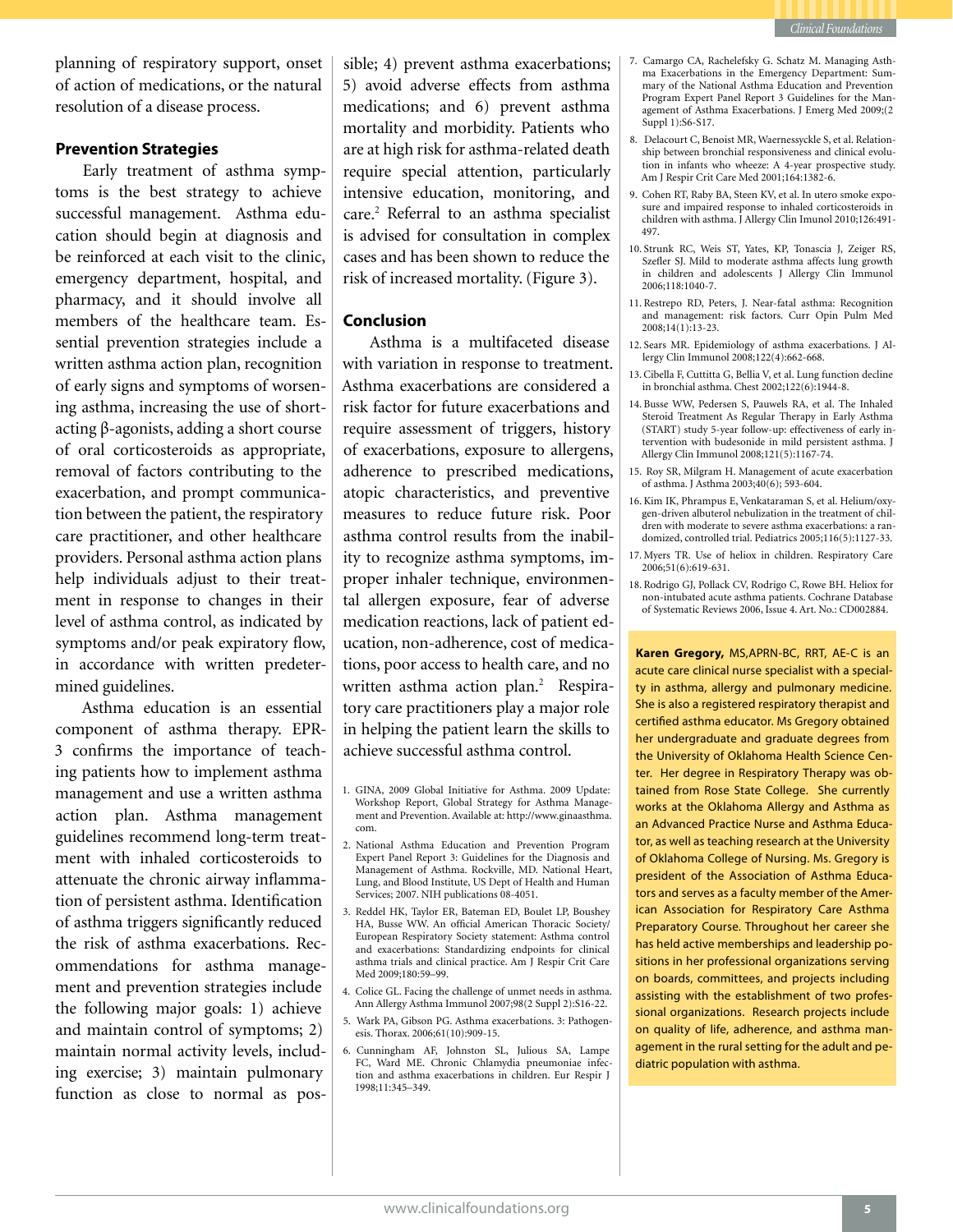planning of respiratory support, onset of action of medications, or the natural resolution of a disease process.

### Prevention Strategies

Early treatment of asthma symptoms is the best strategy to achieve successful management. Asthma education should begin at diagnosis and be reinforced at each visit to the clinic, emergency department, hospital, and pharmacy, and it should involve all members of the healthcare team. Essential prevention strategies include a written asthma action plan, recognition of early signs and symptoms of worsening asthma, increasing the use of short-acting β-agonists, adding a short course of oral corticosteroids as appropriate, removal of factors contributing to the exacerbation, and prompt communication between the patient, the respiratory care practitioner, and other healthcare providers. Personal asthma action plans help individuals adjust to their treatment in response to changes in their level of asthma control, as indicated by symptoms and/or peak expiratory flow, in accordance with written predetermined guidelines.

Asthma education is an essential component of asthma therapy. EPR-3 confirms the importance of teaching patients how to implement asthma management and use a written asthma action plan. Asthma management guidelines recommend long-term treatment with inhaled corticosteroids to attenuate the chronic airway inflammation of persistent asthma. Identification of asthma triggers significantly reduced the risk of asthma exacerbations. Recommendations for asthma management and prevention strategies include the following major goals: 1) achieve and maintain control of symptoms; 2) maintain normal activity levels, including exercise; 3) maintain pulmonary function as close to normal as possible; 4) prevent asthma exacerbations; 5) avoid adverse effects from asthma medications; and 6) prevent asthma mortality and morbidity. Patients who are at high risk for asthma-related death require special attention, particularly intensive education, monitoring, and care.[2] Referral to an asthma specialist is advised for consultation in complex cases and has been shown to reduce the risk of increased mortality. (Figure 3).

### Conclusion

Asthma is a multifaceted disease with variation in response to treatment. Asthma exacerbations are considered a risk factor for future exacerbations and require assessment of triggers, history of exacerbations, exposure to allergens, adherence to prescribed medications, atopic characteristics, and preventive measures to reduce future risk. Poor asthma control results from the inability to recognize asthma symptoms, improper inhaler technique, environmental allergen exposure, fear of adverse medication reactions, lack of patient education, non-adherence, cost of medications, poor access to health care, and no written asthma action plan.[2] Respiratory care practitioners play a major role in helping the patient learn the skills to achieve successful asthma control.

1. GINA, 2009 Global Initiative for Asthma. 2009 Update: Workshop Report, Global Strategy for Asthma Management and Prevention. Available at: http://www.ginaasthma.com.
2. National Asthma Education and Prevention Program Expert Panel Report 3: Guidelines for the Diagnosis and Management of Asthma. Rockville, MD. National Heart, Lung, and Blood Institute, US Dept of Health and Human Services; 2007. NIH publications 08-4051.
3. Reddel HK, Taylor ER, Bateman ED, Boulet LP, Boushey HA, Busse WW. An official American Thoracic Society/ European Respiratory Society statement: Asthma control and exacerbations: Standardizing endpoints for clinical asthma trials and clinical practice. Am J Respir Crit Care Med 2009;180:59–99.
4. Colice GL. Facing the challenge of unmet needs in asthma. Ann Allergy Asthma Immunol 2007;98(2 Suppl 2):S16-22.
5. Wark PA, Gibson PG. Asthma exacerbations. 3: Pathogenesis. Thorax. 2006;61(10):909-15.
6. Cunningham AF, Johnston SL, Julious SA, Lampe FC, Ward ME. Chronic Chlamydia pneumoniae infection and asthma exacerbations in children. Eur Respir J 1998;11:345–349.
7. Camargo CA, Rachelefsky G. Schatz M. Managing Asthma Exacerbations in the Emergency Department: Summary of the National Asthma Education and Prevention Program Expert Panel Report 3 Guidelines for the Management of Asthma Exacerbations. J Emerg Med 2009;(2 Suppl 1):S6-S17.
8. Delacourt C, Benoist MR, Waernessyckle S, et al. Relationship between bronchial responsiveness and clinical evolution in infants who wheeze: A 4-year prospective study. Am J Respir Crit Care Med 2001;164:1382-6.
9. Cohen RT, Raby BA, Steen KV, et al. In utero smoke exposure and impaired response to inhaled corticosteroids in children with asthma. J Allergy Clin Imunol 2010;126:491-497.
10. Strunk RC, Weis ST, Yates, KP, Tonascia J, Zeiger RS, Szefler SJ. Mild to moderate asthma affects lung growth in children and adolescents J Allergy Clin Immunol 2006;118:1040-7.
11. Restrepo RD, Peters, J. Near-fatal asthma: Recognition and management: risk factors. Curr Opin Pulm Med 2008;14(1):13-23.
12. Sears MR. Epidemiology of asthma exacerbations. J Allergy Clin Immunol 2008;122(4):662-668.
13. Cibella F, Cuttitta G, Bellia V, et al. Lung function decline in bronchial asthma. Chest 2002;122(6):1944-8.
14. Busse WW, Pedersen S, Pauwels RA, et al. The Inhaled Steroid Treatment As Regular Therapy in Early Asthma (START) study 5-year follow-up: effectiveness of early intervention with budesonide in mild persistent asthma. J Allergy Clin Immunol 2008;121(5):1167-74.
15. Roy SR, Milgram H. Management of acute exacerbation of asthma. J Asthma 2003;40(6); 593-604.
16. Kim IK, Phrampus E, Venkataraman S, et al. Helium/oxygen-driven albuterol nebulization in the treatment of children with moderate to severe asthma exacerbations: a randomized, controlled trial. Pediatrics 2005;116(5):1127-33.
17. Myers TR. Use of heliox in children. Respiratory Care 2006;51(6):619-631.
18. Rodrigo GJ, Pollack CV, Rodrigo C, Rowe BH. Heliox for non-intubated acute asthma patients. Cochrane Database of Systematic Reviews 2006, Issue 4. Art. No.: CD002884.

**Karen Gregory,** MS,APRN-BC, RRT, AE-C is an acute care clinical nurse specialist with a specialty in asthma, allergy and pulmonary medicine. She is also a registered respiratory therapist and certified asthma educator. Ms Gregory obtained her undergraduate and graduate degrees from the University of Oklahoma Health Science Center. Her degree in Respiratory Therapy was obtained from Rose State College. She currently works at the Oklahoma Allergy and Asthma as an Advanced Practice Nurse and Asthma Educator, as well as teaching research at the University of Oklahoma College of Nursing. Ms. Gregory is president of the Association of Asthma Educators and serves as a faculty member of the American Association for Respiratory Care Asthma Preparatory Course. Throughout her career she has held active memberships and leadership positions in her professional organizations serving on boards, committees, and projects including assisting with the establishment of two professional organizations. Research projects include on quality of life, adherence, and asthma management in the rural setting for the adult and pediatric population with asthma.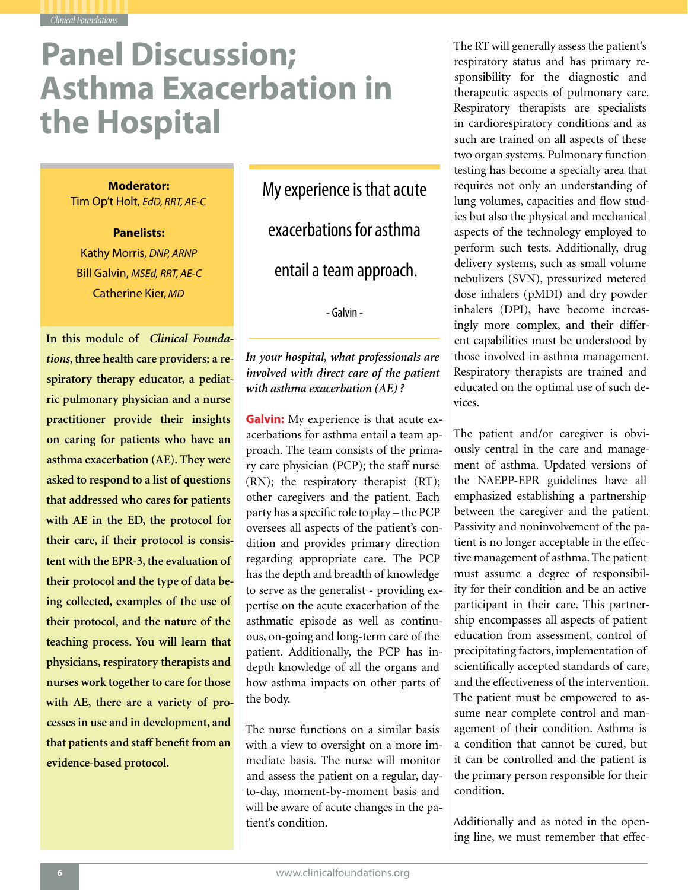# Panel Discussion; Asthma Exacerbation in the Hospital

**Moderator:**
Tim Op't Holt, *EdD, RRT, AE-C*

**Panelists:**
Kathy Morris, *DNP, ARNP*
Bill Galvin, *MSEd, RRT, AE-C*
Catherine Kier, *MD*

**In this module of *Clinical Foundations*, three health care providers: a respiratory therapy educator, a pediatric pulmonary physician and a nurse practitioner provide their insights on caring for patients who have an asthma exacerbation (AE). They were asked to respond to a list of questions that addressed who cares for patients with AE in the ED, the protocol for their care, if their protocol is consistent with the EPR-3, the evaluation of their protocol and the type of data being collected, examples of the use of their protocol, and the nature of the teaching process. You will learn that physicians, respiratory therapists and nurses work together to care for those with AE, there are a variety of processes in use and in development, and that patients and staff benefit from an evidence-based protocol.**

> My experience is that acute exacerbations for asthma entail a team approach.
>
> - Galvin -

*In your hospital, what professionals are involved with direct care of the patient with asthma exacerbation (AE) ?*

**Galvin:** My experience is that acute exacerbations for asthma entail a team approach. The team consists of the primary care physician (PCP); the staff nurse (RN); the respiratory therapist (RT); other caregivers and the patient. Each party has a specific role to play – the PCP oversees all aspects of the patient's condition and provides primary direction regarding appropriate care. The PCP has the depth and breadth of knowledge to serve as the generalist - providing expertise on the acute exacerbation of the asthmatic episode as well as continuous, on-going and long-term care of the patient. Additionally, the PCP has in-depth knowledge of all the organs and how asthma impacts on other parts of the body.

The nurse functions on a similar basis with a view to oversight on a more immediate basis. The nurse will monitor and assess the patient on a regular, day-to-day, moment-by-moment basis and will be aware of acute changes in the patient's condition.

The RT will generally assess the patient's respiratory status and has primary responsibility for the diagnostic and therapeutic aspects of pulmonary care. Respiratory therapists are specialists in cardiorespiratory conditions and as such are trained on all aspects of these two organ systems. Pulmonary function testing has become a specialty area that requires not only an understanding of lung volumes, capacities and flow studies but also the physical and mechanical aspects of the technology employed to perform such tests. Additionally, drug delivery systems, such as small volume nebulizers (SVN), pressurized metered dose inhalers (pMDI) and dry powder inhalers (DPI), have become increasingly more complex, and their different capabilities must be understood by those involved in asthma management. Respiratory therapists are trained and educated on the optimal use of such devices.

The patient and/or caregiver is obviously central in the care and management of asthma. Updated versions of the NAEPP-EPR guidelines have all emphasized establishing a partnership between the caregiver and the patient. Passivity and noninvolvement of the patient is no longer acceptable in the effective management of asthma. The patient must assume a degree of responsibility for their condition and be an active participant in their care. This partnership encompasses all aspects of patient education from assessment, control of precipitating factors, implementation of scientifically accepted standards of care, and the effectiveness of the intervention. The patient must be empowered to assume near complete control and management of their condition. Asthma is a condition that cannot be cured, but it can be controlled and the patient is the primary person responsible for their condition.

Additionally and as noted in the opening line, we must remember that effec-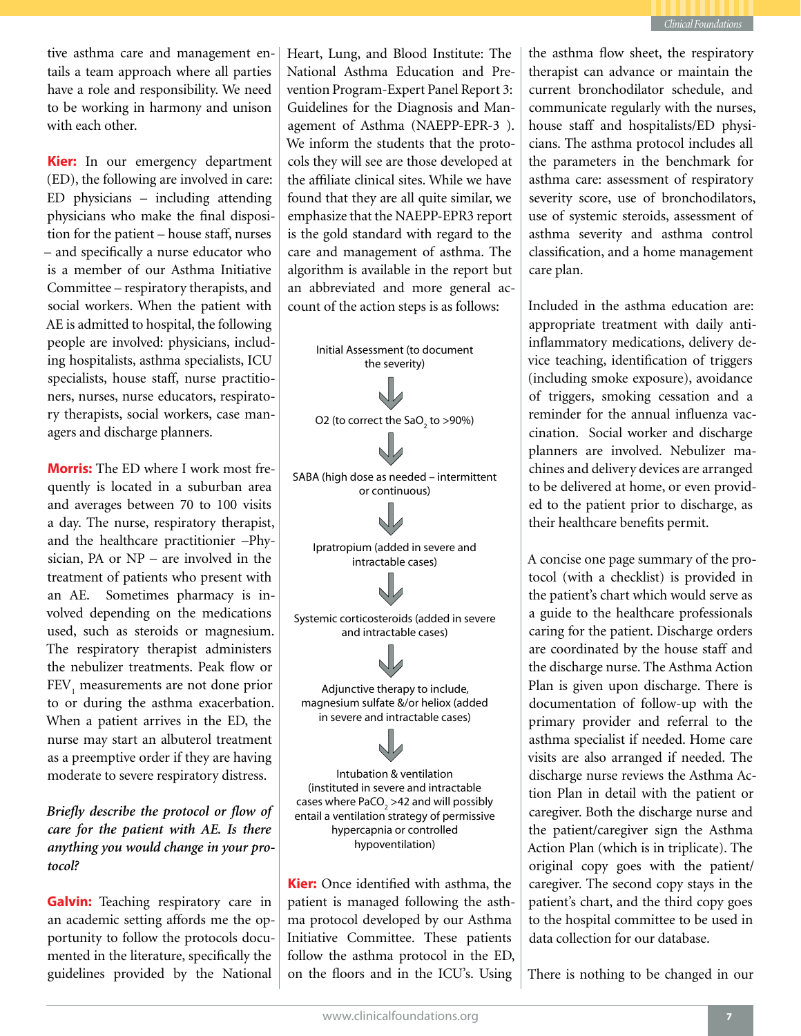tive asthma care and management entails a team approach where all parties have a role and responsibility. We need to be working in harmony and unison with each other.

**Kier:** In our emergency department (ED), the following are involved in care: ED physicians – including attending physicians who make the final disposition for the patient – house staff, nurses – and specifically a nurse educator who is a member of our Asthma Initiative Committee – respiratory therapists, and social workers. When the patient with AE is admitted to hospital, the following people are involved: physicians, including hospitalists, asthma specialists, ICU specialists, house staff, nurse practitioners, nurses, nurse educators, respiratory therapists, social workers, case managers and discharge planners.

**Morris:** The ED where I work most frequently is located in a suburban area and averages between 70 to 100 visits a day. The nurse, respiratory therapist, and the healthcare practitioner –Physician, PA or NP – are involved in the treatment of patients who present with an AE. Sometimes pharmacy is involved depending on the medications used, such as steroids or magnesium. The respiratory therapist administers the nebulizer treatments. Peak flow or $FEV_1$ measurements are not done prior to or during the asthma exacerbation. When a patient arrives in the ED, the nurse may start an albuterol treatment as a preemptive order if they are having moderate to severe respiratory distress.

***Briefly describe the protocol or flow of care for the patient with AE. Is there anything you would change in your protocol?***

**Galvin:** Teaching respiratory care in an academic setting affords me the opportunity to follow the protocols documented in the literature, specifically the guidelines provided by the National Heart, Lung, and Blood Institute: The National Asthma Education and Prevention Program-Expert Panel Report 3: Guidelines for the Diagnosis and Management of Asthma (NAEPP-EPR-3 ). We inform the students that the protocols they will see are those developed at the affiliate clinical sites. While we have found that they are all quite similar, we emphasize that the NAEPP-EPR3 report is the gold standard with regard to the care and management of asthma. The algorithm is available in the report but an abbreviated and more general account of the action steps is as follows:

Initial Assessment (to document the severity)

↓

O2 (to correct the $SaO_2$ to >90%)

↓

SABA (high dose as needed – intermittent or continuous)

↓

Ipratropium (added in severe and intractable cases)

↓

Systemic corticosteroids (added in severe and intractable cases)

↓

Adjunctive therapy to include, magnesium sulfate &/or heliox (added in severe and intractable cases)

↓

Intubation & ventilation (instituted in severe and intractable cases where $PaCO_2$ >42 and will possibly entail a ventilation strategy of permissive hypercapnia or controlled hypoventilation)

**Kier:** Once identified with asthma, the patient is managed following the asthma protocol developed by our Asthma Initiative Committee. These patients follow the asthma protocol in the ED, on the floors and in the ICU's. Using the asthma flow sheet, the respiratory therapist can advance or maintain the current bronchodilator schedule, and communicate regularly with the nurses, house staff and hospitalists/ED physicians. The asthma protocol includes all the parameters in the benchmark for asthma care: assessment of respiratory severity score, use of bronchodilators, use of systemic steroids, assessment of asthma severity and asthma control classification, and a home management care plan.

Included in the asthma education are: appropriate treatment with daily anti-inflammatory medications, delivery device teaching, identification of triggers (including smoke exposure), avoidance of triggers, smoking cessation and a reminder for the annual influenza vaccination. Social worker and discharge planners are involved. Nebulizer machines and delivery devices are arranged to be delivered at home, or even provided to the patient prior to discharge, as their healthcare benefits permit.

A concise one page summary of the protocol (with a checklist) is provided in the patient's chart which would serve as a guide to the healthcare professionals caring for the patient. Discharge orders are coordinated by the house staff and the discharge nurse. The Asthma Action Plan is given upon discharge. There is documentation of follow-up with the primary provider and referral to the asthma specialist if needed. Home care visits are also arranged if needed. The discharge nurse reviews the Asthma Action Plan in detail with the patient or caregiver. Both the discharge nurse and the patient/caregiver sign the Asthma Action Plan (which is in triplicate). The original copy goes with the patient/caregiver. The second copy stays in the patient's chart, and the third copy goes to the hospital committee to be used in data collection for our database.

There is nothing to be changed in our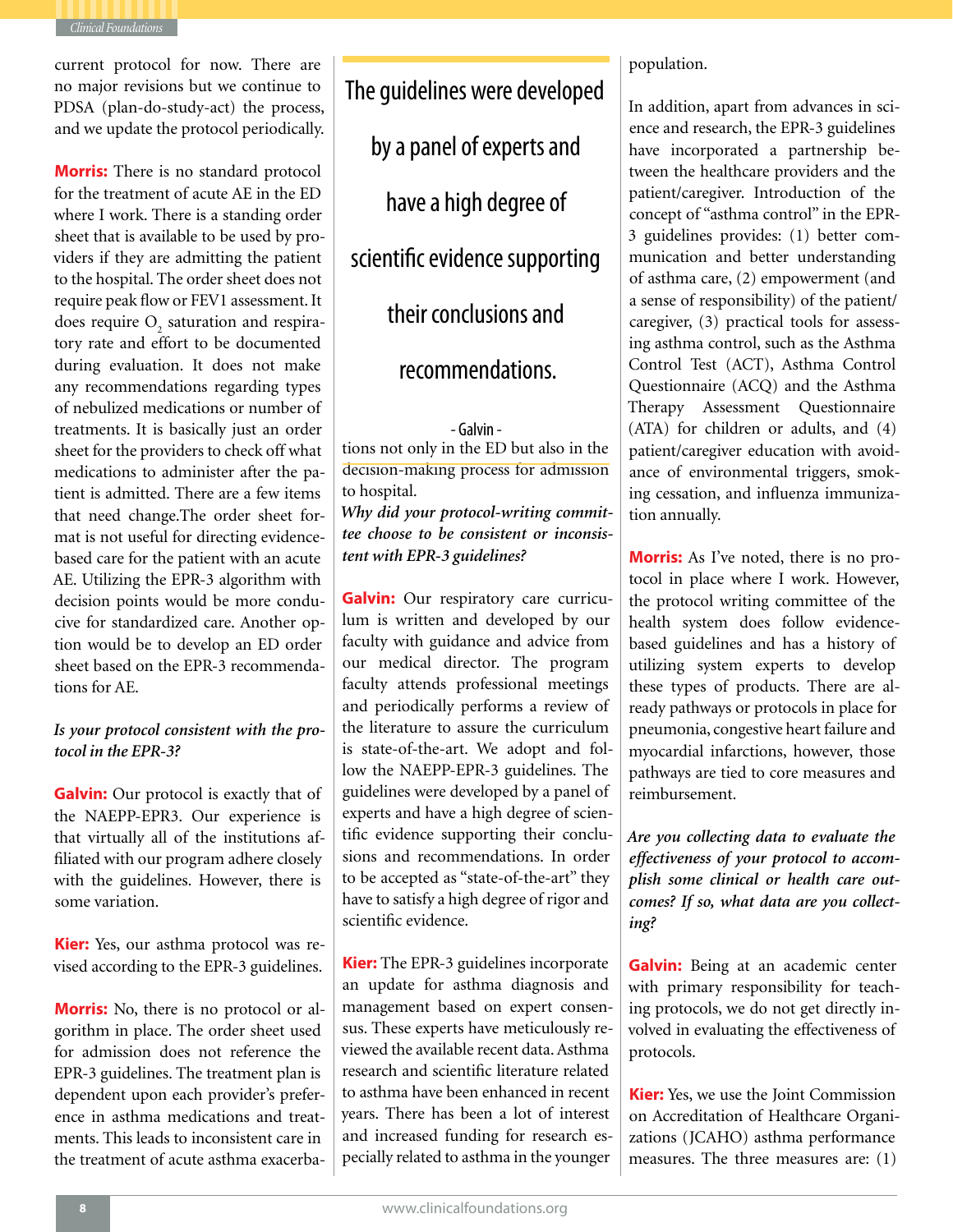current protocol for now. There are no major revisions but we continue to PDSA (plan-do-study-act) the process, and we update the protocol periodically.

**Morris:** There is no standard protocol for the treatment of acute AE in the ED where I work. There is a standing order sheet that is available to be used by providers if they are admitting the patient to the hospital. The order sheet does not require peak flow or FEV1 assessment. It does require $O_2$ saturation and respiratory rate and effort to be documented during evaluation. It does not make any recommendations regarding types of nebulized medications or number of treatments. It is basically just an order sheet for the providers to check off what medications to administer after the patient is admitted. There are a few items that need change.The order sheet format is not useful for directing evidence-based care for the patient with an acute AE. Utilizing the EPR-3 algorithm with decision points would be more conducive for standardized care. Another option would be to develop an ED order sheet based on the EPR-3 recommendations for AE.

***Is your protocol consistent with the protocol in the EPR-3?***

**Galvin:** Our protocol is exactly that of the NAEPP-EPR3. Our experience is that virtually all of the institutions affiliated with our program adhere closely with the guidelines. However, there is some variation.

**Kier:** Yes, our asthma protocol was revised according to the EPR-3 guidelines.

**Morris:** No, there is no protocol or algorithm in place. The order sheet used for admission does not reference the EPR-3 guidelines. The treatment plan is dependent upon each provider's preference in asthma medications and treatments. This leads to inconsistent care in the treatment of acute asthma exacerbations not only in the ED but also in the decision-making process for admission to hospital.

> The guidelines were developed by a panel of experts and have a high degree of scientific evidence supporting their conclusions and recommendations.
>
> \- Galvin -

***Why did your protocol-writing committee choose to be consistent or inconsistent with EPR-3 guidelines?***

**Galvin:** Our respiratory care curriculum is written and developed by our faculty with guidance and advice from our medical director. The program faculty attends professional meetings and periodically performs a review of the literature to assure the curriculum is state-of-the-art. We adopt and follow the NAEPP-EPR-3 guidelines. The guidelines were developed by a panel of experts and have a high degree of scientific evidence supporting their conclusions and recommendations. In order to be accepted as "state-of-the-art" they have to satisfy a high degree of rigor and scientific evidence.

**Kier:** The EPR-3 guidelines incorporate an update for asthma diagnosis and management based on expert consensus. These experts have meticulously reviewed the available recent data. Asthma research and scientific literature related to asthma have been enhanced in recent years. There has been a lot of interest and increased funding for research especially related to asthma in the younger population.

In addition, apart from advances in science and research, the EPR-3 guidelines have incorporated a partnership between the healthcare providers and the patient/caregiver. Introduction of the concept of "asthma control" in the EPR-3 guidelines provides: (1) better communication and better understanding of asthma care, (2) empowerment (and a sense of responsibility) of the patient/caregiver, (3) practical tools for assessing asthma control, such as the Asthma Control Test (ACT), Asthma Control Questionnaire (ACQ) and the Asthma Therapy Assessment Questionnaire (ATA) for children or adults, and (4) patient/caregiver education with avoidance of environmental triggers, smoking cessation, and influenza immunization annually.

**Morris:** As I've noted, there is no protocol in place where I work. However, the protocol writing committee of the health system does follow evidence-based guidelines and has a history of utilizing system experts to develop these types of products. There are already pathways or protocols in place for pneumonia, congestive heart failure and myocardial infarctions, however, those pathways are tied to core measures and reimbursement.

***Are you collecting data to evaluate the effectiveness of your protocol to accomplish some clinical or health care outcomes? If so, what data are you collecting?***

**Galvin:** Being at an academic center with primary responsibility for teaching protocols, we do not get directly involved in evaluating the effectiveness of protocols.

**Kier:** Yes, we use the Joint Commission on Accreditation of Healthcare Organizations (JCAHO) asthma performance measures. The three measures are: (1)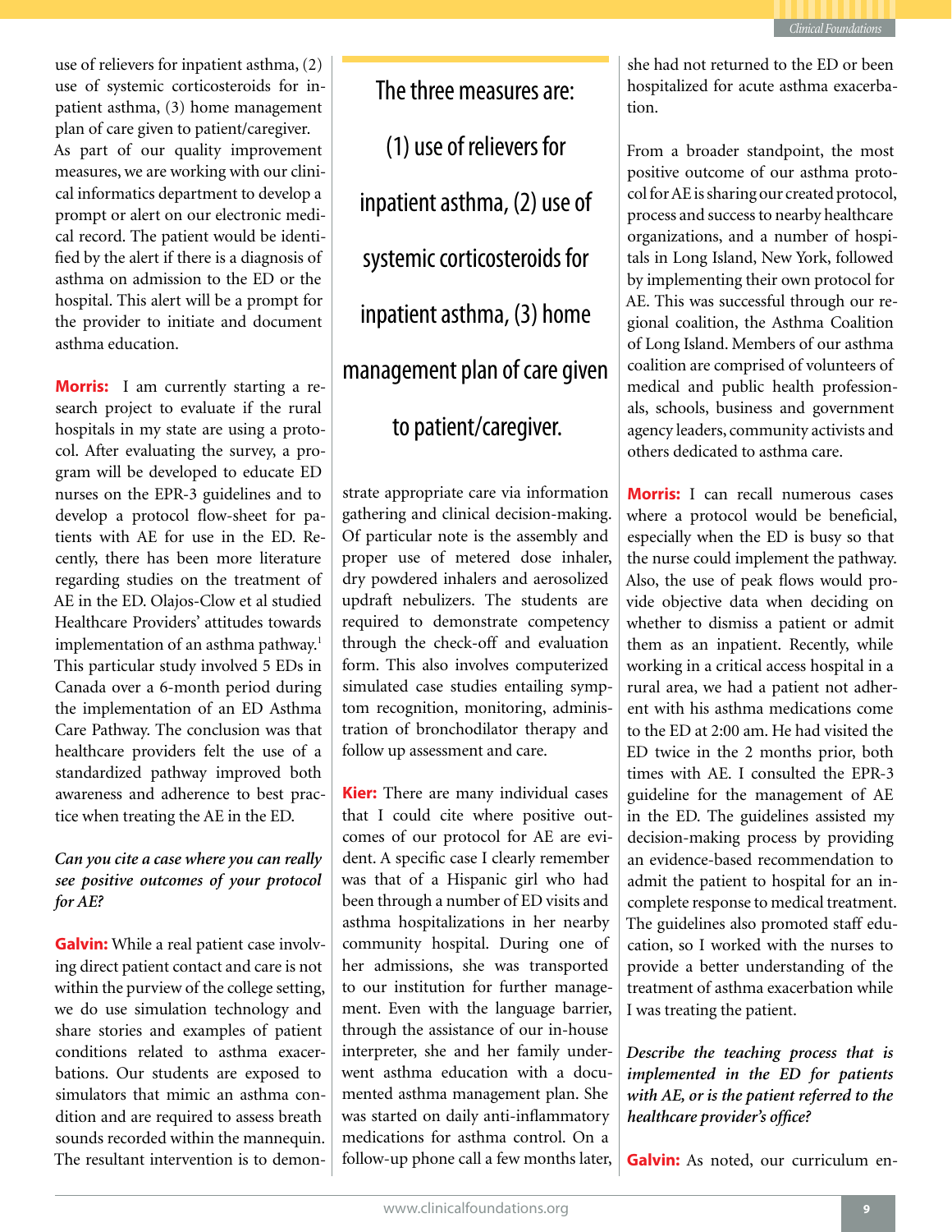use of relievers for inpatient asthma, (2) use of systemic corticosteroids for inpatient asthma, (3) home management plan of care given to patient/caregiver. As part of our quality improvement measures, we are working with our clinical informatics department to develop a prompt or alert on our electronic medical record. The patient would be identified by the alert if there is a diagnosis of asthma on admission to the ED or the hospital. This alert will be a prompt for the provider to initiate and document asthma education.

**Morris:** I am currently starting a research project to evaluate if the rural hospitals in my state are using a protocol. After evaluating the survey, a program will be developed to educate ED nurses on the EPR-3 guidelines and to develop a protocol flow-sheet for patients with AE for use in the ED. Recently, there has been more literature regarding studies on the treatment of AE in the ED. Olajos-Clow et al studied Healthcare Providers' attitudes towards implementation of an asthma pathway.[1] This particular study involved 5 EDs in Canada over a 6-month period during the implementation of an ED Asthma Care Pathway. The conclusion was that healthcare providers felt the use of a standardized pathway improved both awareness and adherence to best practice when treating the AE in the ED.

***Can you cite a case where you can really see positive outcomes of your protocol for AE?***

**Galvin:** While a real patient case involving direct patient contact and care is not within the purview of the college setting, we do use simulation technology and share stories and examples of patient conditions related to asthma exacerbations. Our students are exposed to simulators that mimic an asthma condition and are required to assess breath sounds recorded within the mannequin. The resultant intervention is to demonstrate appropriate care via information gathering and clinical decision-making. Of particular note is the assembly and proper use of metered dose inhaler, dry powdered inhalers and aerosolized updraft nebulizers. The students are required to demonstrate competency through the check-off and evaluation form. This also involves computerized simulated case studies entailing symptom recognition, monitoring, administration of bronchodilator therapy and follow up assessment and care.

> The three measures are: (1) use of relievers for inpatient asthma, (2) use of systemic corticosteroids for inpatient asthma, (3) home management plan of care given to patient/caregiver.

**Kier:** There are many individual cases that I could cite where positive outcomes of our protocol for AE are evident. A specific case I clearly remember was that of a Hispanic girl who had been through a number of ED visits and asthma hospitalizations in her nearby community hospital. During one of her admissions, she was transported to our institution for further management. Even with the language barrier, through the assistance of our in-house interpreter, she and her family underwent asthma education with a documented asthma management plan. She was started on daily anti-inflammatory medications for asthma control. On a follow-up phone call a few months later, she had not returned to the ED or been hospitalized for acute asthma exacerbation.

From a broader standpoint, the most positive outcome of our asthma protocol for AE is sharing our created protocol, process and success to nearby healthcare organizations, and a number of hospitals in Long Island, New York, followed by implementing their own protocol for AE. This was successful through our regional coalition, the Asthma Coalition of Long Island. Members of our asthma coalition are comprised of volunteers of medical and public health professionals, schools, business and government agency leaders, community activists and others dedicated to asthma care.

**Morris:** I can recall numerous cases where a protocol would be beneficial, especially when the ED is busy so that the nurse could implement the pathway. Also, the use of peak flows would provide objective data when deciding on whether to dismiss a patient or admit them as an inpatient. Recently, while working in a critical access hospital in a rural area, we had a patient not adherent with his asthma medications come to the ED at 2:00 am. He had visited the ED twice in the 2 months prior, both times with AE. I consulted the EPR-3 guideline for the management of AE in the ED. The guidelines assisted my decision-making process by providing an evidence-based recommendation to admit the patient to hospital for an incomplete response to medical treatment. The guidelines also promoted staff education, so I worked with the nurses to provide a better understanding of the treatment of asthma exacerbation while I was treating the patient.

***Describe the teaching process that is implemented in the ED for patients with AE, or is the patient referred to the healthcare provider's office?***

**Galvin:** As noted, our curriculum en-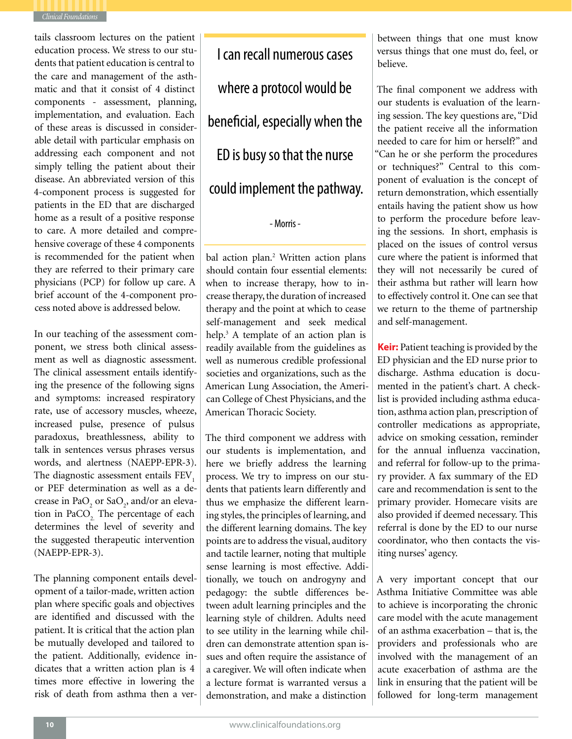tails classroom lectures on the patient education process. We stress to our students that patient education is central to the care and management of the asthmatic and that it consist of 4 distinct components - assessment, planning, implementation, and evaluation. Each of these areas is discussed in considerable detail with particular emphasis on addressing each component and not simply telling the patient about their disease. An abbreviated version of this 4-component process is suggested for patients in the ED that are discharged home as a result of a positive response to care. A more detailed and comprehensive coverage of these 4 components is recommended for the patient when they are referred to their primary care physicians (PCP) for follow up care. A brief account of the 4-component process noted above is addressed below.

In our teaching of the assessment component, we stress both clinical assessment as well as diagnostic assessment. The clinical assessment entails identifying the presence of the following signs and symptoms: increased respiratory rate, use of accessory muscles, wheeze, increased pulse, presence of pulsus paradoxus, breathlessness, ability to talk in sentences versus phrases versus words, and alertness (NAEPP-EPR-3). The diagnostic assessment entails $FEV_1$ or PEF determination as well as a decrease in $PaO_2$ or $SaO_2$, and/or an elevation in $PaCO_2$. The percentage of each determines the level of severity and the suggested therapeutic intervention (NAEPP-EPR-3).

The planning component entails development of a tailor-made, written action plan where specific goals and objectives are identified and discussed with the patient. It is critical that the action plan be mutually developed and tailored to the patient. Additionally, evidence indicates that a written action plan is 4 times more effective in lowering the risk of death from asthma then a verbal action plan.[2] Written action plans should contain four essential elements: when to increase therapy, how to increase therapy, the duration of increased therapy and the point at which to cease self-management and seek medical help.[3] A template of an action plan is readily available from the guidelines as well as numerous credible professional societies and organizations, such as the American Lung Association, the American College of Chest Physicians, and the American Thoracic Society.

> I can recall numerous cases where a protocol would be beneficial, especially when the ED is busy so that the nurse could implement the pathway.
>
> - Morris -

The third component we address with our students is implementation, and here we briefly address the learning process. We try to impress on our students that patients learn differently and thus we emphasize the different learning styles, the principles of learning, and the different learning domains. The key points are to address the visual, auditory and tactile learner, noting that multiple sense learning is most effective. Additionally, we touch on androgyny and pedagogy: the subtle differences between adult learning principles and the learning style of children. Adults need to see utility in the learning while children can demonstrate attention span issues and often require the assistance of a caregiver. We will often indicate when a lecture format is warranted versus a demonstration, and make a distinction between things that one must know versus things that one must do, feel, or believe.

The final component we address with our students is evaluation of the learning session. The key questions are, "Did the patient receive all the information needed to care for him or herself?" and "Can he or she perform the procedures or techniques?" Central to this component of evaluation is the concept of return demonstration, which essentially entails having the patient show us how to perform the procedure before leaving the sessions. In short, emphasis is placed on the issues of control versus cure where the patient is informed that they will not necessarily be cured of their asthma but rather will learn how to effectively control it. One can see that we return to the theme of partnership and self-management.

**Keir:** Patient teaching is provided by the ED physician and the ED nurse prior to discharge. Asthma education is documented in the patient's chart. A checklist is provided including asthma education, asthma action plan, prescription of controller medications as appropriate, advice on smoking cessation, reminder for the annual influenza vaccination, and referral for follow-up to the primary provider. A fax summary of the ED care and recommendation is sent to the primary provider. Homecare visits are also provided if deemed necessary. This referral is done by the ED to our nurse coordinator, who then contacts the visiting nurses' agency.

A very important concept that our Asthma Initiative Committee was able to achieve is incorporating the chronic care model with the acute management of an asthma exacerbation – that is, the providers and professionals who are involved with the management of an acute exacerbation of asthma are the link in ensuring that the patient will be followed for long-term management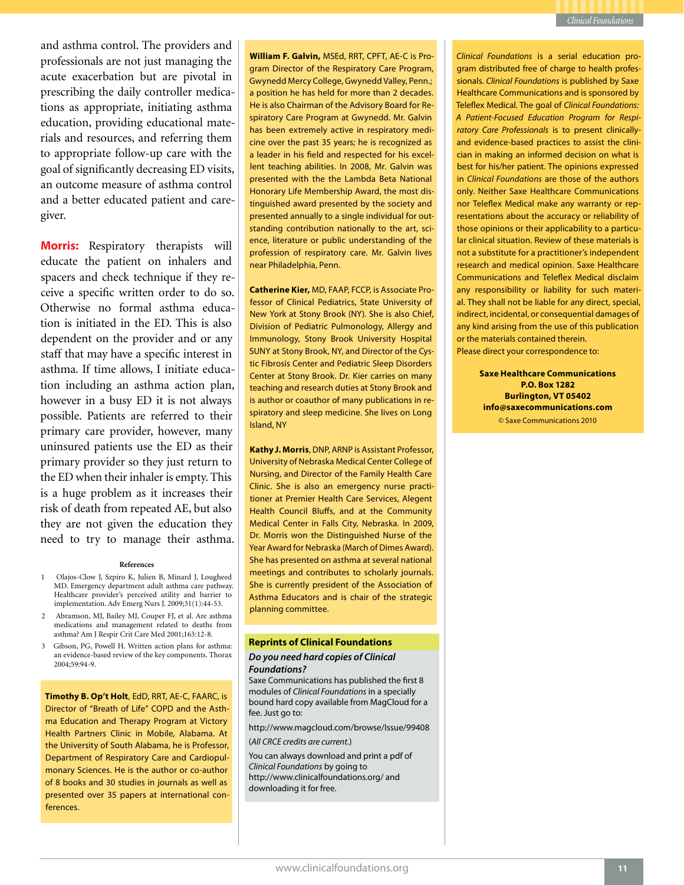and asthma control. The providers and professionals are not just managing the acute exacerbation but are pivotal in prescribing the daily controller medications as appropriate, initiating asthma education, providing educational materials and resources, and referring them to appropriate follow-up care with the goal of significantly decreasing ED visits, an outcome measure of asthma control and a better educated patient and caregiver.

**Morris:** Respiratory therapists will educate the patient on inhalers and spacers and check technique if they receive a specific written order to do so. Otherwise no formal asthma education is initiated in the ED. This is also dependent on the provider and or any staff that may have a specific interest in asthma. If time allows, I initiate education including an asthma action plan, however in a busy ED it is not always possible. Patients are referred to their primary care provider, however, many uninsured patients use the ED as their primary provider so they just return to the ED when their inhaler is empty. This is a huge problem as it increases their risk of death from repeated AE, but also they are not given the education they need to try to manage their asthma.

#### References

1. Olajos-Clow J, Szpiro K, Julien B, Minard J, Lougheed MD. Emergency department adult asthma care pathway. Healthcare provider's perceived utility and barrier to implementation. Adv Emerg Nurs J. 2009;31(1):44-53.
2. Abramson, MJ, Bailey MJ, Couper FJ, et al. Are asthma medications and management related to deaths from asthma? Am J Respir Crit Care Med 2001;163:12-8.
3. Gibson, PG, Powell H. Written action plans for asthma: an evidence-based review of the key components. Thorax 2004;59:94-9.

**Timothy B. Op't Holt**, EdD, RRT, AE-C, FAARC, is Director of "Breath of Life" COPD and the Asthma Education and Therapy Program at Victory Health Partners Clinic in Mobile, Alabama. At the University of South Alabama, he is Professor, Department of Respiratory Care and Cardiopulmonary Sciences. He is the author or co-author of 8 books and 30 studies in journals as well as presented over 35 papers at international conferences.

**William F. Galvin,** MSEd, RRT, CPFT, AE-C is Program Director of the Respiratory Care Program, Gwynedd Mercy College, Gwynedd Valley, Penn.; a position he has held for more than 2 decades. He is also Chairman of the Advisory Board for Respiratory Care Program at Gwynedd. Mr. Galvin has been extremely active in respiratory medicine over the past 35 years; he is recognized as a leader in his field and respected for his excellent teaching abilities. In 2008, Mr. Galvin was presented with the the Lambda Beta National Honorary Life Membership Award, the most distinguished award presented by the society and presented annually to a single individual for outstanding contribution nationally to the art, science, literature or public understanding of the profession of respiratory care. Mr. Galvin lives near Philadelphia, Penn.

**Catherine Kier,** MD, FAAP, FCCP, is Associate Professor of Clinical Pediatrics, State University of New York at Stony Brook (NY). She is also Chief, Division of Pediatric Pulmonology, Allergy and Immunology, Stony Brook University Hospital SUNY at Stony Brook, NY, and Director of the Cystic Fibrosis Center and Pediatric Sleep Disorders Center at Stony Brook. Dr. Kier carries on many teaching and research duties at Stony Brook and is author or coauthor of many publications in respiratory and sleep medicine. She lives on Long Island, NY

**Kathy J. Morris**, DNP, ARNP is Assistant Professor, University of Nebraska Medical Center College of Nursing, and Director of the Family Health Care Clinic. She is also an emergency nurse practitioner at Premier Health Care Services, Alegent Health Council Bluffs, and at the Community Medical Center in Falls City, Nebraska. In 2009, Dr. Morris won the Distinguished Nurse of the Year Award for Nebraska (March of Dimes Award). She has presented on asthma at several national meetings and contributes to scholarly journals. She is currently president of the Association of Asthma Educators and is chair of the strategic planning committee.

### Reprints of Clinical Foundations

***Do you need hard copies of Clinical Foundations?***

Saxe Communications has published the first 8 modules of *Clinical Foundations* in a specially bound hard copy available from MagCloud for a fee. Just go to:

http://www.magcloud.com/browse/Issue/99408

(*All CRCE credits are current.*)

You can always download and print a pdf of *Clinical Foundations* by going to http://www.clinicalfoundations.org/ and downloading it for free.

*Clinical Foundations* is a serial education program distributed free of charge to health professionals. *Clinical Foundations* is published by Saxe Healthcare Communications and is sponsored by Teleflex Medical. The goal of *Clinical Foundations: A Patient-Focused Education Program for Respiratory Care Professionals* is to present clinically- and evidence-based practices to assist the clinician in making an informed decision on what is best for his/her patient. The opinions expressed in *Clinical Foundations* are those of the authors only. Neither Saxe Healthcare Communications nor Teleflex Medical make any warranty or representations about the accuracy or reliability of those opinions or their applicability to a particular clinical situation. Review of these materials is not a substitute for a practitioner's independent research and medical opinion. Saxe Healthcare Communications and Teleflex Medical disclaim any responsibility or liability for such material. They shall not be liable for any direct, special, indirect, incidental, or consequential damages of any kind arising from the use of this publication or the materials contained therein.
Please direct your correspondence to:

**Saxe Healthcare Communications**
**P.O. Box 1282**
**Burlington, VT 05402**
**info@saxecommunications.com**
© Saxe Communications 2010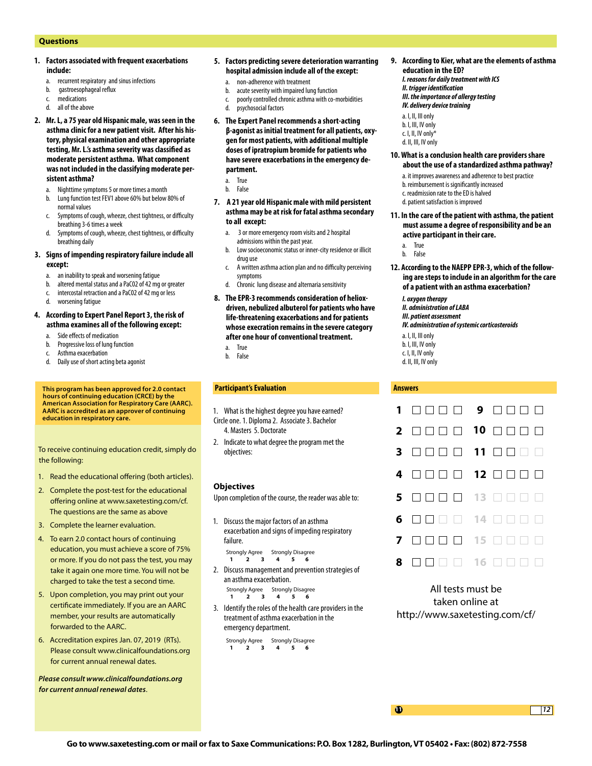## Questions

1. **Factors associated with frequent exacerbations include:**
   a. recurrent respiratory and sinus infections
   b. gastroesophageal reflux
   c. medications
   d. all of the above

2. **Mr. L, a 75 year old Hispanic male, was seen in the asthma clinic for a new patient visit. After his history, physical examination and other appropriate testing, Mr. L.'s asthma severity was classified as moderate persistent asthma. What component was not included in the classifying moderate persistent asthma?**
   a. Nighttime symptoms 5 or more times a month
   b. Lung function test FEV1 above 60% but below 80% of normal values
   c. Symptoms of cough, wheeze, chest tightness, or difficulty breathing 3-6 times a week
   d. Symptoms of cough, wheeze, chest tightness, or difficulty breathing daily

3. **Signs of impending respiratory failure include all except:**
   a. an inability to speak and worsening fatigue
   b. altered mental status and a PaC02 of 42 mg or greater
   c. intercostal retraction and a PaC02 of 42 mg or less
   d. worsening fatigue

4. **According to Expert Panel Report 3, the risk of asthma examines all of the following except:**
   a. Side effects of medication
   b. Progressive loss of lung function
   c. Asthma exacerbation
   d. Daily use of short acting beta agonist

5. **Factors predicting severe deterioration warranting hospital admission include all of the except:**
   a. non-adherence with treatment
   b. acute severity with impaired lung function
   c. poorly controlled chronic asthma with co-morbidities
   d. psychosocial factors

6. **The Expert Panel recommends a short-acting β-agonist as initial treatment for all patients, oxygen for most patients, with additional multiple doses of ipratropium bromide for patients who have severe exacerbations in the emergency department.**
   a. True
   b. False

7. **A 21 year old Hispanic male with mild persistent asthma may be at risk for fatal asthma secondary to all except:**
   a. 3 or more emergency room visits and 2 hospital admissions within the past year.
   b. Low socioeconomic status or inner-city residence or illicit drug use
   c. A written asthma action plan and no difficulty perceiving symptoms
   d. Chronic lung disease and alternaria sensitivity

8. **The EPR-3 recommends consideration of heliox-driven, nebulized albuterol for patients who have life-threatening exacerbations and for patients whose execration remains in the severe category after one hour of conventional treatment.**
   a. True
   b. False

9. **According to Kier, what are the elements of asthma education in the ED?**
   ***I. reasons for daily treatment with ICS***
   ***II. trigger identification***
   ***III. the importance of allergy testing***
   ***IV. delivery device training***
   a. I, II, III only
   b. I, III, IV only
   c. I, II, IV only*
   d. II, III, IV only

10. **What is a conclusion health care providers share about the use of a standardized asthma pathway?**
    a. it improves awareness and adherence to best practice
    b. reimbursement is significantly increased
    c. readmission rate to the ED is halved
    d. patient satisfaction is improved

11. **In the care of the patient with asthma, the patient must assume a degree of responsibility and be an active participant in their care.**
    a. True
    b. False

12. **According to the NAEPP EPR-3, which of the following are steps to include in an algorithm for the care of a patient with an asthma exacerbation?**
    ***I. oxygen therapy***
    ***II. administration of LABA***
    ***III. patient assessment***
    ***IV. administration of systemic corticosteroids***
    a. I, II, III only
    b. I, III, IV only
    c. I, II, IV only
    d. II, III, IV only

**This program has been approved for 2.0 contact hours of continuing education (CRCE) by the American Association for Respiratory Care (AARC). AARC is accredited as an approver of continuing education in respiratory care.**

To receive continuing education credit, simply do the following:

1. Read the educational offering (both articles).
2. Complete the post-test for the educational offering online at www.saxetesting.com/cf. The questions are the same as above
3. Complete the learner evaluation.
4. To earn 2.0 contact hours of continuing education, you must achieve a score of 75% or more. If you do not pass the test, you may take it again one more time. You will not be charged to take the test a second time.
5. Upon completion, you may print out your certificate immediately. If you are an AARC member, your results are automatically forwarded to the AARC.
6. Accreditation expires Jan. 07, 2019 (RTs). Please consult www.clinicalfoundations.org for current annual renewal dates.

***Please consult www.clinicalfoundations.org for current annual renewal dates.***

## Participant's Evaluation

1. What is the highest degree you have earned? Circle one. 1. Diploma 2. Associate 3. Bachelor 4. Masters 5. Doctorate
2. Indicate to what degree the program met the objectives:

### Objectives

Upon completion of the course, the reader was able to:

1. Discuss the major factors of an asthma exacerbation and signs of impeding respiratory failure.
   Strongly Agree — Strongly Disagree: 1 2 3 4 5 6
2. Discuss management and prevention strategies of an asthma exacerbation.
   Strongly Agree — Strongly Disagree: 1 2 3 4 5 6
3. Identify the roles of the health care providers in the treatment of asthma exacerbation in the emergency department.
   Strongly Agree — Strongly Disagree: 1 2 3 4 5 6

## Answers

| | | | |
|---|---|---|---|
| 1 | ☐ ☐ ☐ ☐ | 9 | ☐ ☐ ☐ ☐ |
| 2 | ☐ ☐ ☐ ☐ | 10 | ☐ ☐ ☐ ☐ |
| 3 | ☐ ☐ ☐ ☐ | 11 | ☐ ☐ |
| 4 | ☐ ☐ ☐ ☐ | 12 | ☐ ☐ ☐ ☐ |
| 5 | ☐ ☐ ☐ ☐ | | |
| 6 | ☐ ☐ | | |
| 7 | ☐ ☐ ☐ ☐ | | |
| 8 | ☐ ☐ | | |

All tests must be taken online at http://www.saxetesting.com/cf/

**Go to www.saxetesting.com or mail or fax to Saxe Communications: P.O. Box 1282, Burlington, VT 05402 • Fax: (802) 872-7558**